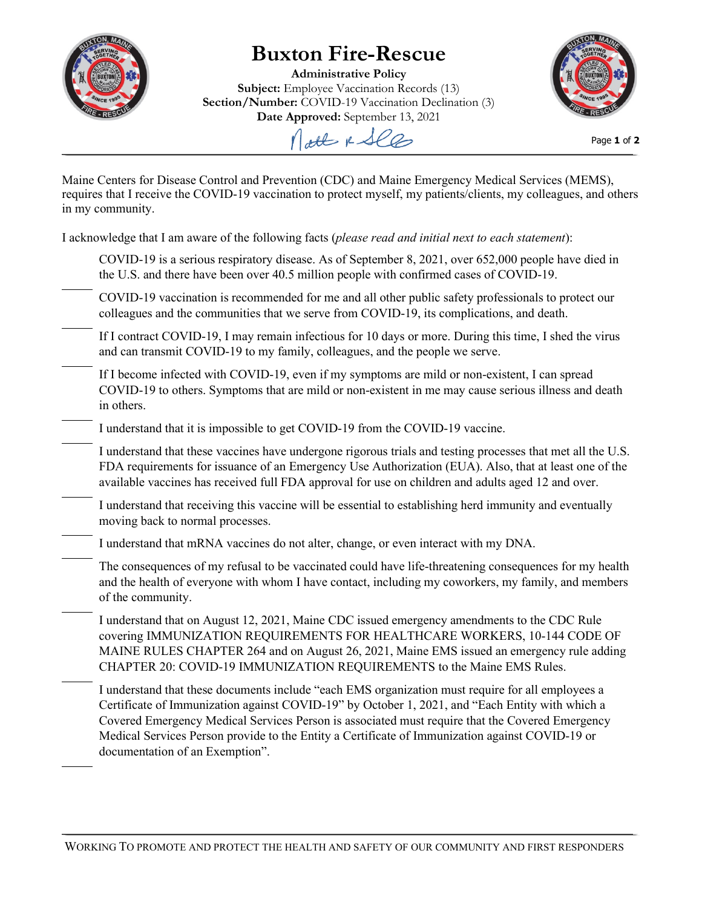# Buxton Fire-Rescue

**Administrative Policy**
**Subject:** Employee Vaccination Records (13)
**Section/Number:** COVID-19 Vaccination Declination (3)
**Date Approved:** September 13, 2021

Maine Centers for Disease Control and Prevention (CDC) and Maine Emergency Medical Services (MEMS), requires that I receive the COVID-19 vaccination to protect myself, my patients/clients, my colleagues, and others in my community.

I acknowledge that I am aware of the following facts (*please read and initial next to each statement*):

_____ COVID-19 is a serious respiratory disease. As of September 8, 2021, over 652,000 people have died in the U.S. and there have been over 40.5 million people with confirmed cases of COVID-19.

_____ COVID-19 vaccination is recommended for me and all other public safety professionals to protect our colleagues and the communities that we serve from COVID-19, its complications, and death.

_____ If I contract COVID-19, I may remain infectious for 10 days or more. During this time, I shed the virus and can transmit COVID-19 to my family, colleagues, and the people we serve.

_____ If I become infected with COVID-19, even if my symptoms are mild or non-existent, I can spread COVID-19 to others. Symptoms that are mild or non-existent in me may cause serious illness and death in others.

_____ I understand that it is impossible to get COVID-19 from the COVID-19 vaccine.

_____ I understand that these vaccines have undergone rigorous trials and testing processes that met all the U.S. FDA requirements for issuance of an Emergency Use Authorization (EUA). Also, that at least one of the available vaccines has received full FDA approval for use on children and adults aged 12 and over.

_____ I understand that receiving this vaccine will be essential to establishing herd immunity and eventually moving back to normal processes.

_____ I understand that mRNA vaccines do not alter, change, or even interact with my DNA.

_____ The consequences of my refusal to be vaccinated could have life-threatening consequences for my health and the health of everyone with whom I have contact, including my coworkers, my family, and members of the community.

_____ I understand that on August 12, 2021, Maine CDC issued emergency amendments to the CDC Rule covering IMMUNIZATION REQUIREMENTS FOR HEALTHCARE WORKERS, 10-144 CODE OF MAINE RULES CHAPTER 264 and on August 26, 2021, Maine EMS issued an emergency rule adding CHAPTER 20: COVID-19 IMMUNIZATION REQUIREMENTS to the Maine EMS Rules.

_____ I understand that these documents include "each EMS organization must require for all employees a Certificate of Immunization against COVID-19" by October 1, 2021, and "Each Entity with which a Covered Emergency Medical Services Person is associated must require that the Covered Emergency Medical Services Person provide to the Entity a Certificate of Immunization against COVID-19 or documentation of an Exemption".

_____

WORKING TO PROMOTE AND PROTECT THE HEALTH AND SAFETY OF OUR COMMUNITY AND FIRST RESPONDERS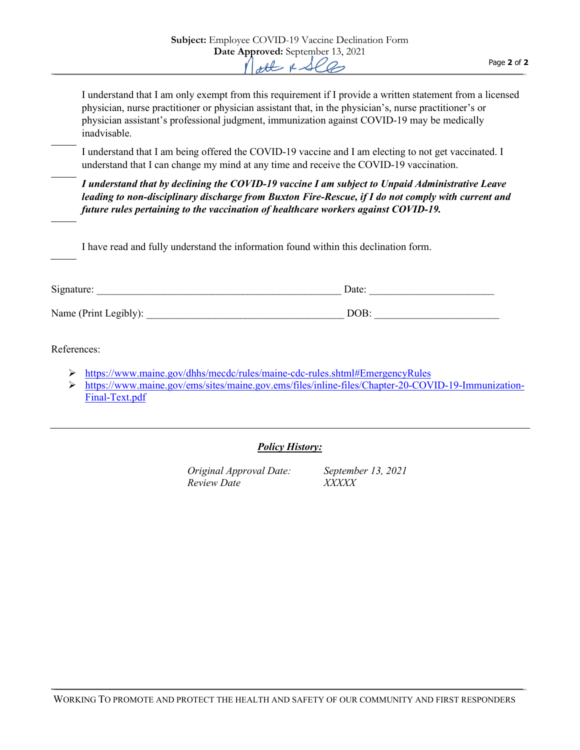I understand that I am only exempt from this requirement if I provide a written statement from a licensed physician, nurse practitioner or physician assistant that, in the physician's, nurse practitioner's or physician assistant's professional judgment, immunization against COVID-19 may be medically inadvisable.

_____ I understand that I am being offered the COVID-19 vaccine and I am electing to not get vaccinated. I understand that I can change my mind at any time and receive the COVID-19 vaccination.

_____ ***I understand that by declining the COVID-19 vaccine I am subject to Unpaid Administrative Leave leading to non-disciplinary discharge from Buxton Fire-Rescue, if I do not comply with current and future rules pertaining to the vaccination of healthcare workers against COVID-19.***

_____

I have read and fully understand the information found within this declination form.

_____

Signature: _______________________________________________ Date: ________________________

Name (Print Legibly): ______________________________________ DOB: ________________________

References:

- https://www.maine.gov/dhhs/mecdc/rules/maine-cdc-rules.shtml#EmergencyRules
- https://www.maine.gov/ems/sites/maine.gov.ems/files/inline-files/Chapter-20-COVID-19-Immunization-Final-Text.pdf

---

***Policy History:***

| | |
|---|---|
| *Original Approval Date:* | *September 13, 2021* |
| *Review Date* | *XXXXX* |